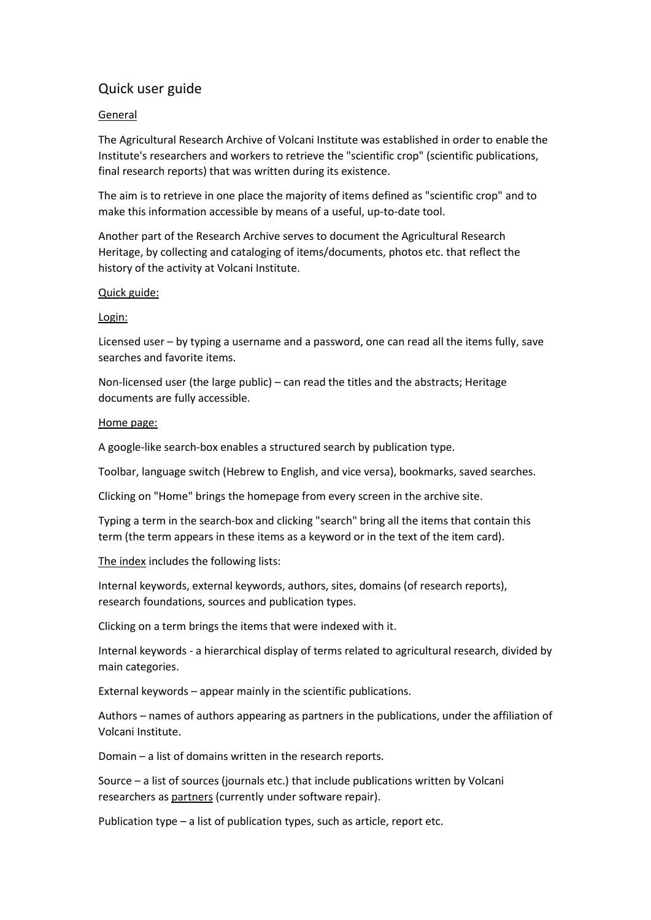# Quick user guide

<u>General</u>

The Agricultural Research Archive of Volcani Institute was established in order to enable the Institute's researchers and workers to retrieve the "scientific crop" (scientific publications, final research reports) that was written during its existence.

The aim is to retrieve in one place the majority of items defined as "scientific crop" and to make this information accessible by means of a useful, up-to-date tool.

Another part of the Research Archive serves to document the Agricultural Research Heritage, by collecting and cataloging of items/documents, photos etc. that reflect the history of the activity at Volcani Institute.

<u>Quick guide:</u>

<u>Login:</u>

Licensed user – by typing a username and a password, one can read all the items fully, save searches and favorite items.

Non-licensed user (the large public) – can read the titles and the abstracts; Heritage documents are fully accessible.

<u>Home page:</u>

A google-like search-box enables a structured search by publication type.

Toolbar, language switch (Hebrew to English, and vice versa), bookmarks, saved searches.

Clicking on "Home" brings the homepage from every screen in the archive site.

Typing a term in the search-box and clicking "search" bring all the items that contain this term (the term appears in these items as a keyword or in the text of the item card).

<u>The index</u> includes the following lists:

Internal keywords, external keywords, authors, sites, domains (of research reports), research foundations, sources and publication types.

Clicking on a term brings the items that were indexed with it.

Internal keywords - a hierarchical display of terms related to agricultural research, divided by main categories.

External keywords – appear mainly in the scientific publications.

Authors – names of authors appearing as partners in the publications, under the affiliation of Volcani Institute.

Domain – a list of domains written in the research reports.

Source – a list of sources (journals etc.) that include publications written by Volcani researchers as <u>partners</u> (currently under software repair).

Publication type – a list of publication types, such as article, report etc.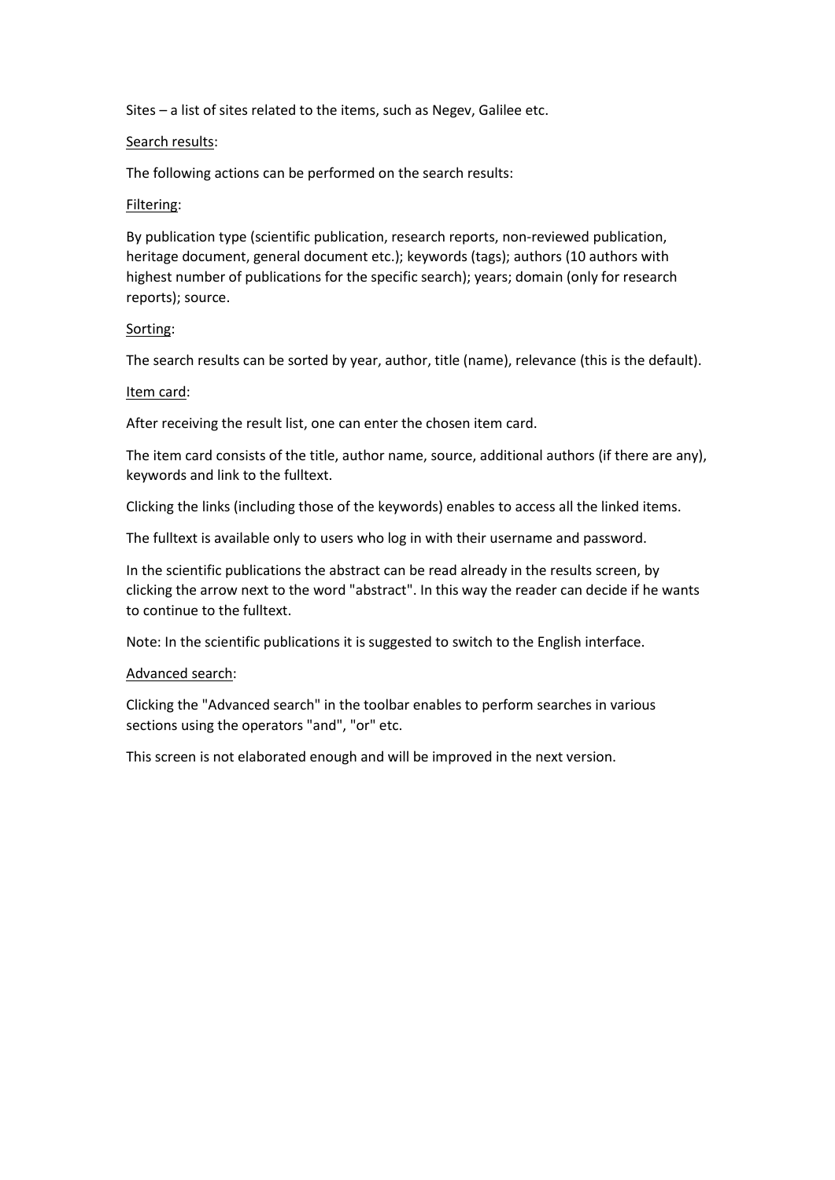Sites – a list of sites related to the items, such as Negev, Galilee etc.

<u>Search results</u>:

The following actions can be performed on the search results:

<u>Filtering</u>:

By publication type (scientific publication, research reports, non-reviewed publication, heritage document, general document etc.); keywords (tags); authors (10 authors with highest number of publications for the specific search); years; domain (only for research reports); source.

<u>Sorting</u>:

The search results can be sorted by year, author, title (name), relevance (this is the default).

<u>Item card</u>:

After receiving the result list, one can enter the chosen item card.

The item card consists of the title, author name, source, additional authors (if there are any), keywords and link to the fulltext.

Clicking the links (including those of the keywords) enables to access all the linked items.

The fulltext is available only to users who log in with their username and password.

In the scientific publications the abstract can be read already in the results screen, by clicking the arrow next to the word "abstract". In this way the reader can decide if he wants to continue to the fulltext.

Note: In the scientific publications it is suggested to switch to the English interface.

<u>Advanced search</u>:

Clicking the "Advanced search" in the toolbar enables to perform searches in various sections using the operators "and", "or" etc.

This screen is not elaborated enough and will be improved in the next version.